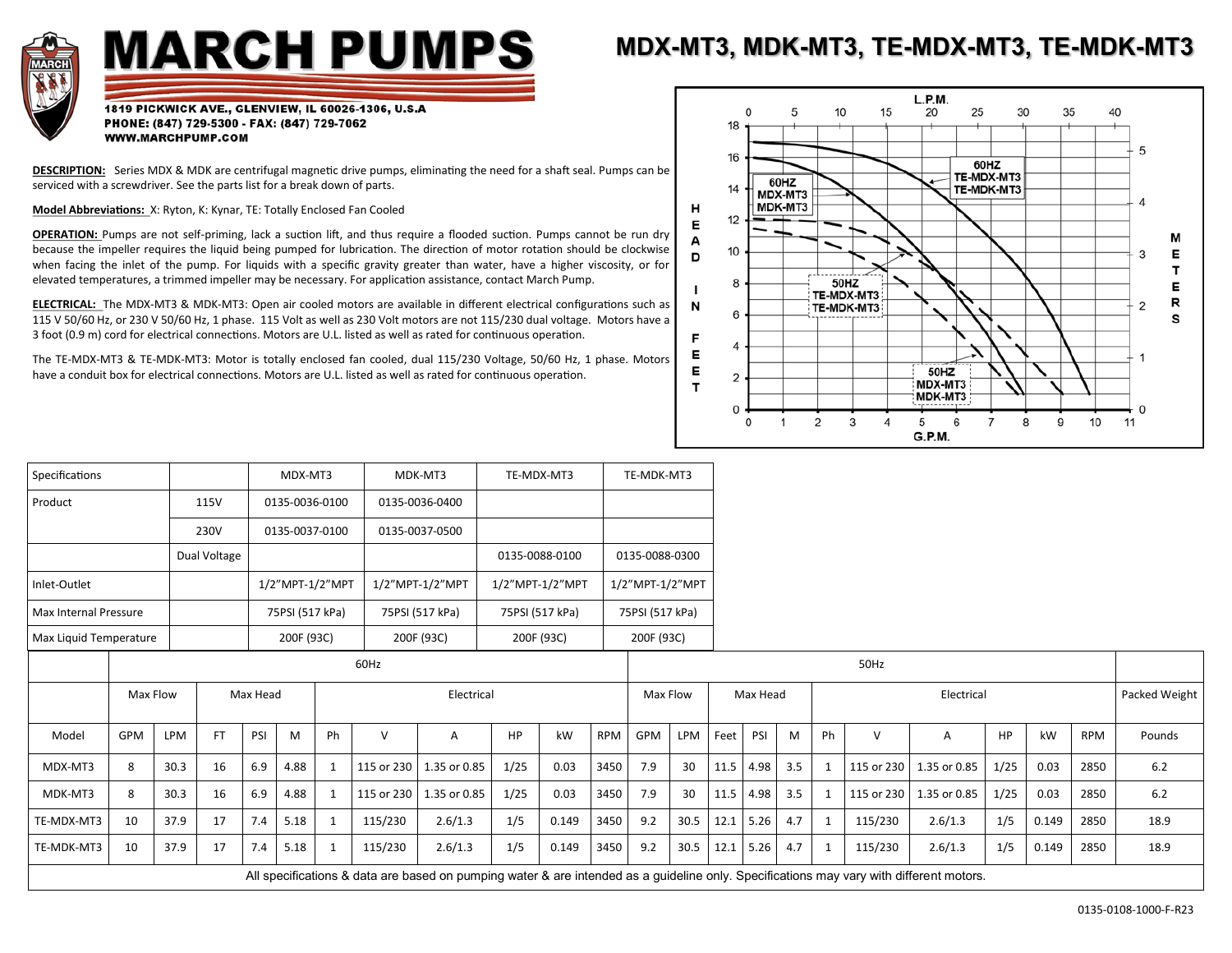# MARCH PUMPS

1819 PICKWICK AVE., GLENVIEW, IL 60026-1306, U.S.A
PHONE: (847) 729-5300 - FAX: (847) 729-7062
WWW.MARCHPUMP.COM

## MDX-MT3, MDK-MT3, TE-MDX-MT3, TE-MDK-MT3

**DESCRIPTION:** Series MDX & MDK are centrifugal magnetic drive pumps, eliminating the need for a shaft seal. Pumps can be serviced with a screwdriver. See the parts list for a break down of parts.

**Model Abbreviations:** X: Ryton, K: Kynar, TE: Totally Enclosed Fan Cooled

**OPERATION:** Pumps are not self-priming, lack a suction lift, and thus require a flooded suction. Pumps cannot be run dry because the impeller requires the liquid being pumped for lubrication. The direction of motor rotation should be clockwise when facing the inlet of the pump. For liquids with a specific gravity greater than water, have a higher viscosity, or for elevated temperatures, a trimmed impeller may be necessary. For application assistance, contact March Pump.

**ELECTRICAL:** The MDX-MT3 & MDK-MT3: Open air cooled motors are available in different electrical configurations such as 115 V 50/60 Hz, or 230 V 50/60 Hz, 1 phase. 115 Volt as well as 230 Volt motors are not 115/230 dual voltage. Motors have a 3 foot (0.9 m) cord for electrical connections. Motors are U.L. listed as well as rated for continuous operation.

The TE-MDX-MT3 & TE-MDK-MT3: Motor is totally enclosed fan cooled, dual 115/230 Voltage, 50/60 Hz, 1 phase. Motors have a conduit box for electrical connections. Motors are U.L. listed as well as rated for continuous operation.

| Specifications | | MDX-MT3 | MDK-MT3 | TE-MDX-MT3 | TE-MDK-MT3 |
|---|---|---|---|---|---|
| Product | 115V | 0135-0036-0100 | 0135-0036-0400 | | |
| | 230V | 0135-0037-0100 | 0135-0037-0500 | | |
| | Dual Voltage | | | 0135-0088-0100 | 0135-0088-0300 |
| Inlet-Outlet | | 1/2"MPT-1/2"MPT | 1/2"MPT-1/2"MPT | 1/2"MPT-1/2"MPT | 1/2"MPT-1/2"MPT |
| Max Internal Pressure | | 75PSI (517 kPa) | 75PSI (517 kPa) | 75PSI (517 kPa) | 75PSI (517 kPa) |
| Max Liquid Temperature | | 200F (93C) | 200F (93C) | 200F (93C) | 200F (93C) |

| | 60Hz | | | | | | | | | | | 50Hz | | | | | | | | | | | |
|---|---|---|---|---|---|---|---|---|---|---|---|---|---|---|---|---|---|---|---|---|---|---|---|
| | Max Flow | | Max Head | | | Electrical | | | | | | Max Flow | | Max Head | | | Electrical | | | | | | Packed Weight |
| Model | GPM | LPM | FT | PSI | M | Ph | V | A | HP | kW | RPM | GPM | LPM | Feet | PSI | M | Ph | V | A | HP | kW | RPM | Pounds |
| MDX-MT3 | 8 | 30.3 | 16 | 6.9 | 4.88 | 1 | 115 or 230 | 1.35 or 0.85 | 1/25 | 0.03 | 3450 | 7.9 | 30 | 11.5 | 4.98 | 3.5 | 1 | 115 or 230 | 1.35 or 0.85 | 1/25 | 0.03 | 2850 | 6.2 |
| MDK-MT3 | 8 | 30.3 | 16 | 6.9 | 4.88 | 1 | 115 or 230 | 1.35 or 0.85 | 1/25 | 0.03 | 3450 | 7.9 | 30 | 11.5 | 4.98 | 3.5 | 1 | 115 or 230 | 1.35 or 0.85 | 1/25 | 0.03 | 2850 | 6.2 |
| TE-MDX-MT3 | 10 | 37.9 | 17 | 7.4 | 5.18 | 1 | 115/230 | 2.6/1.3 | 1/5 | 0.149 | 3450 | 9.2 | 30.5 | 12.1 | 5.26 | 4.7 | 1 | 115/230 | 2.6/1.3 | 1/5 | 0.149 | 2850 | 18.9 |
| TE-MDK-MT3 | 10 | 37.9 | 17 | 7.4 | 5.18 | 1 | 115/230 | 2.6/1.3 | 1/5 | 0.149 | 3450 | 9.2 | 30.5 | 12.1 | 5.26 | 4.7 | 1 | 115/230 | 2.6/1.3 | 1/5 | 0.149 | 2850 | 18.9 |

All specifications & data are based on pumping water & are intended as a guideline only. Specifications may vary with different motors.

0135-0108-1000-F-R23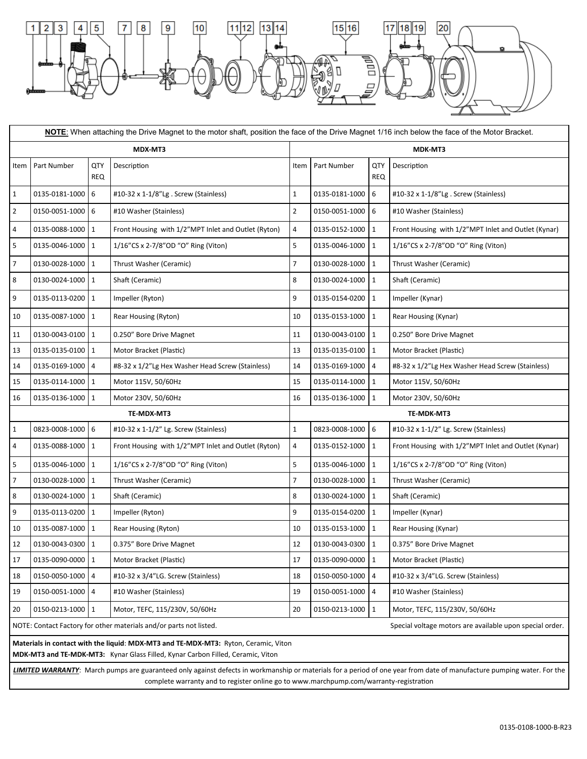1 2 3 4 5 7 8 9 10 11 12 13 14 15 16 17 18 19 20

**NOTE**: When attaching the Drive Magnet to the motor shaft, position the face of the Drive Magnet 1/16 inch below the face of the Motor Bracket.

| MDX-MT3 | | | | MDK-MT3 | | | |
|---|---|---|---|---|---|---|---|
| Item | Part Number | QTY REQ | Description | Item | Part Number | QTY REQ | Description |
| 1 | 0135-0181-1000 | 6 | #10-32 x 1-1/8"Lg . Screw (Stainless) | 1 | 0135-0181-1000 | 6 | #10-32 x 1-1/8"Lg . Screw (Stainless) |
| 2 | 0150-0051-1000 | 6 | #10 Washer (Stainless) | 2 | 0150-0051-1000 | 6 | #10 Washer (Stainless) |
| 4 | 0135-0088-1000 | 1 | Front Housing with 1/2"MPT Inlet and Outlet (Ryton) | 4 | 0135-0152-1000 | 1 | Front Housing with 1/2"MPT Inlet and Outlet (Kynar) |
| 5 | 0135-0046-1000 | 1 | 1/16"CS x 2-7/8"OD "O" Ring (Viton) | 5 | 0135-0046-1000 | 1 | 1/16"CS x 2-7/8"OD "O" Ring (Viton) |
| 7 | 0130-0028-1000 | 1 | Thrust Washer (Ceramic) | 7 | 0130-0028-1000 | 1 | Thrust Washer (Ceramic) |
| 8 | 0130-0024-1000 | 1 | Shaft (Ceramic) | 8 | 0130-0024-1000 | 1 | Shaft (Ceramic) |
| 9 | 0135-0113-0200 | 1 | Impeller (Ryton) | 9 | 0135-0154-0200 | 1 | Impeller (Kynar) |
| 10 | 0135-0087-1000 | 1 | Rear Housing (Ryton) | 10 | 0135-0153-1000 | 1 | Rear Housing (Kynar) |
| 11 | 0130-0043-0100 | 1 | 0.250" Bore Drive Magnet | 11 | 0130-0043-0100 | 1 | 0.250" Bore Drive Magnet |
| 13 | 0135-0135-0100 | 1 | Motor Bracket (Plastic) | 13 | 0135-0135-0100 | 1 | Motor Bracket (Plastic) |
| 14 | 0135-0169-1000 | 4 | #8-32 x 1/2"Lg Hex Washer Head Screw (Stainless) | 14 | 0135-0169-1000 | 4 | #8-32 x 1/2"Lg Hex Washer Head Screw (Stainless) |
| 15 | 0135-0114-1000 | 1 | Motor 115V, 50/60Hz | 15 | 0135-0114-1000 | 1 | Motor 115V, 50/60Hz |
| 16 | 0135-0136-1000 | 1 | Motor 230V, 50/60Hz | 16 | 0135-0136-1000 | 1 | Motor 230V, 50/60Hz |
| TE-MDX-MT3 | | | | TE-MDK-MT3 | | | |
| 1 | 0823-0008-1000 | 6 | #10-32 x 1-1/2" Lg. Screw (Stainless) | 1 | 0823-0008-1000 | 6 | #10-32 x 1-1/2" Lg. Screw (Stainless) |
| 4 | 0135-0088-1000 | 1 | Front Housing with 1/2"MPT Inlet and Outlet (Ryton) | 4 | 0135-0152-1000 | 1 | Front Housing with 1/2"MPT Inlet and Outlet (Kynar) |
| 5 | 0135-0046-1000 | 1 | 1/16"CS x 2-7/8"OD "O" Ring (Viton) | 5 | 0135-0046-1000 | 1 | 1/16"CS x 2-7/8"OD "O" Ring (Viton) |
| 7 | 0130-0028-1000 | 1 | Thrust Washer (Ceramic) | 7 | 0130-0028-1000 | 1 | Thrust Washer (Ceramic) |
| 8 | 0130-0024-1000 | 1 | Shaft (Ceramic) | 8 | 0130-0024-1000 | 1 | Shaft (Ceramic) |
| 9 | 0135-0113-0200 | 1 | Impeller (Ryton) | 9 | 0135-0154-0200 | 1 | Impeller (Kynar) |
| 10 | 0135-0087-1000 | 1 | Rear Housing (Ryton) | 10 | 0135-0153-1000 | 1 | Rear Housing (Kynar) |
| 12 | 0130-0043-0300 | 1 | 0.375" Bore Drive Magnet | 12 | 0130-0043-0300 | 1 | 0.375" Bore Drive Magnet |
| 17 | 0135-0090-0000 | 1 | Motor Bracket (Plastic) | 17 | 0135-0090-0000 | 1 | Motor Bracket (Plastic) |
| 18 | 0150-0050-1000 | 4 | #10-32 x 3/4"LG. Screw (Stainless) | 18 | 0150-0050-1000 | 4 | #10-32 x 3/4"LG. Screw (Stainless) |
| 19 | 0150-0051-1000 | 4 | #10 Washer (Stainless) | 19 | 0150-0051-1000 | 4 | #10 Washer (Stainless) |
| 20 | 0150-0213-1000 | 1 | Motor, TEFC, 115/230V, 50/60Hz | 20 | 0150-0213-1000 | 1 | Motor, TEFC, 115/230V, 50/60Hz |

NOTE: Contact Factory for other materials and/or parts not listed. Special voltage motors are available upon special order.

**Materials in contact with the liquid**: **MDX-MT3 and TE-MDX-MT3:** Ryton, Ceramic, Viton
**MDK-MT3 and TE-MDK-MT3:** Kynar Glass Filled, Kynar Carbon Filled, Ceramic, Viton

***LIMITED WARRANTY***: March pumps are guaranteed only against defects in workmanship or materials for a period of one year from date of manufacture pumping water. For the complete warranty and to register online go to www.marchpump.com/warranty-registration

0135-0108-1000-B-R23